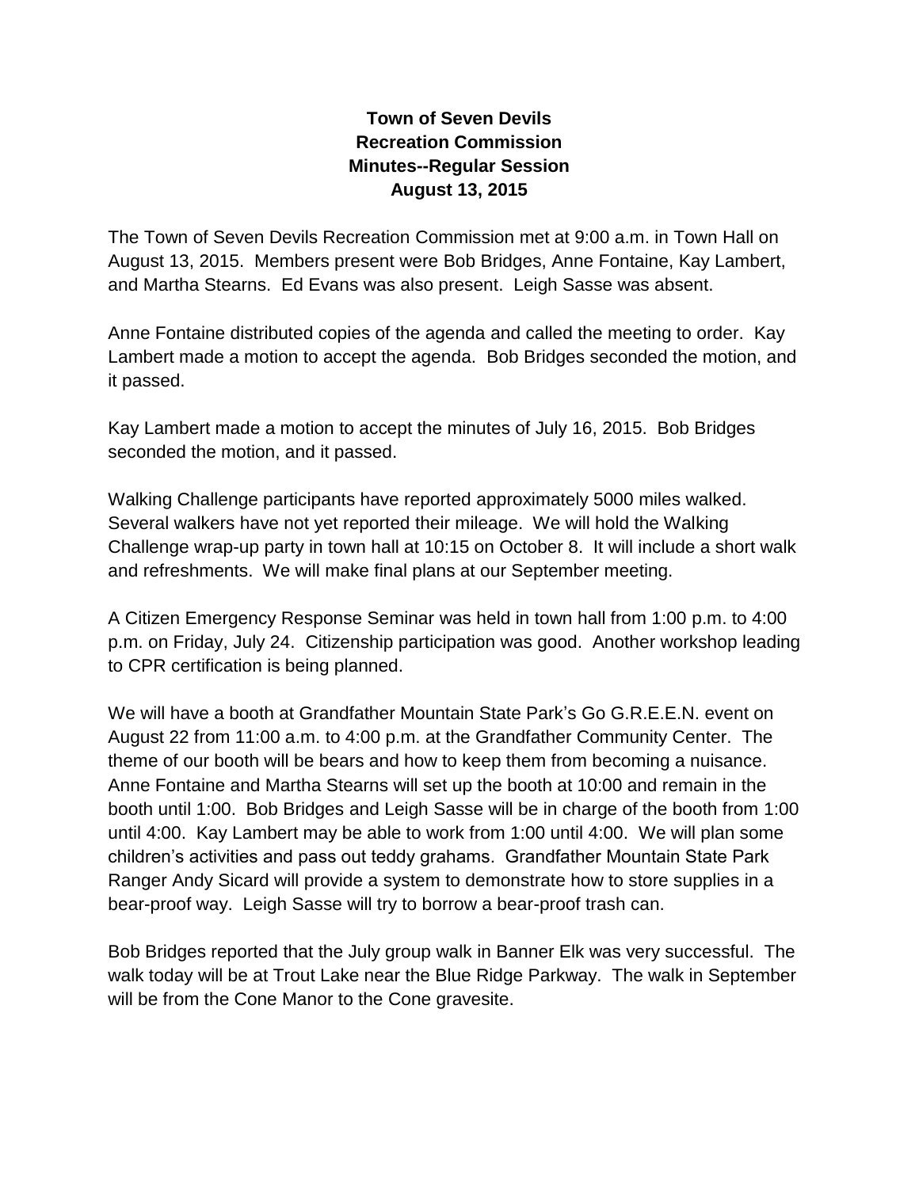**Town of Seven Devils**
**Recreation Commission**
**Minutes--Regular Session**
**August 13, 2015**

The Town of Seven Devils Recreation Commission met at 9:00 a.m. in Town Hall on August 13, 2015. Members present were Bob Bridges, Anne Fontaine, Kay Lambert, and Martha Stearns. Ed Evans was also present. Leigh Sasse was absent.

Anne Fontaine distributed copies of the agenda and called the meeting to order. Kay Lambert made a motion to accept the agenda. Bob Bridges seconded the motion, and it passed.

Kay Lambert made a motion to accept the minutes of July 16, 2015. Bob Bridges seconded the motion, and it passed.

Walking Challenge participants have reported approximately 5000 miles walked. Several walkers have not yet reported their mileage. We will hold the Walking Challenge wrap-up party in town hall at 10:15 on October 8. It will include a short walk and refreshments. We will make final plans at our September meeting.

A Citizen Emergency Response Seminar was held in town hall from 1:00 p.m. to 4:00 p.m. on Friday, July 24. Citizenship participation was good. Another workshop leading to CPR certification is being planned.

We will have a booth at Grandfather Mountain State Park's Go G.R.E.E.N. event on August 22 from 11:00 a.m. to 4:00 p.m. at the Grandfather Community Center. The theme of our booth will be bears and how to keep them from becoming a nuisance. Anne Fontaine and Martha Stearns will set up the booth at 10:00 and remain in the booth until 1:00. Bob Bridges and Leigh Sasse will be in charge of the booth from 1:00 until 4:00. Kay Lambert may be able to work from 1:00 until 4:00. We will plan some children's activities and pass out teddy grahams. Grandfather Mountain State Park Ranger Andy Sicard will provide a system to demonstrate how to store supplies in a bear-proof way. Leigh Sasse will try to borrow a bear-proof trash can.

Bob Bridges reported that the July group walk in Banner Elk was very successful. The walk today will be at Trout Lake near the Blue Ridge Parkway. The walk in September will be from the Cone Manor to the Cone gravesite.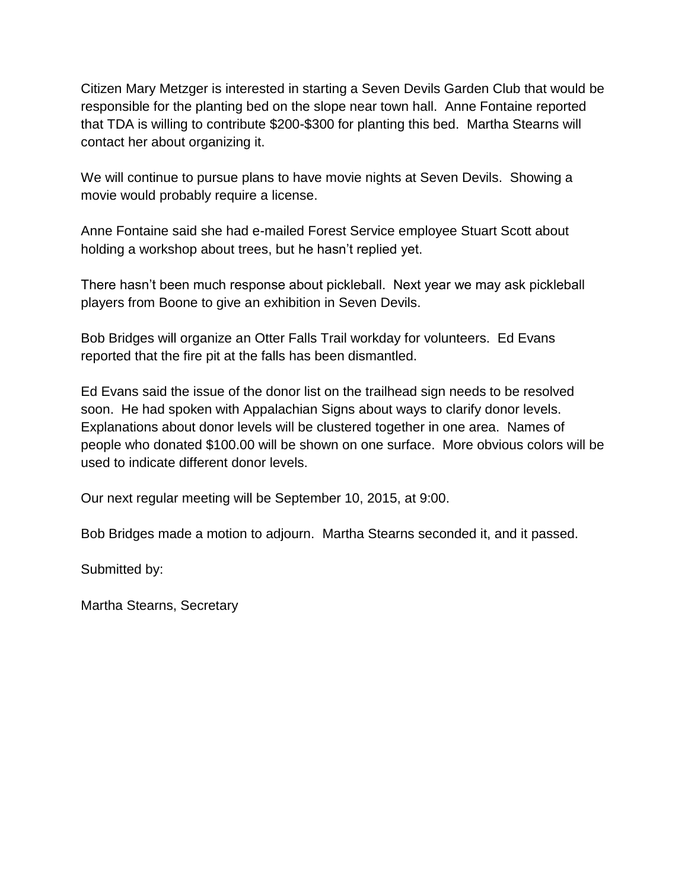Citizen Mary Metzger is interested in starting a Seven Devils Garden Club that would be responsible for the planting bed on the slope near town hall. Anne Fontaine reported that TDA is willing to contribute $200-$300 for planting this bed. Martha Stearns will contact her about organizing it.

We will continue to pursue plans to have movie nights at Seven Devils. Showing a movie would probably require a license.

Anne Fontaine said she had e-mailed Forest Service employee Stuart Scott about holding a workshop about trees, but he hasn't replied yet.

There hasn't been much response about pickleball. Next year we may ask pickleball players from Boone to give an exhibition in Seven Devils.

Bob Bridges will organize an Otter Falls Trail workday for volunteers. Ed Evans reported that the fire pit at the falls has been dismantled.

Ed Evans said the issue of the donor list on the trailhead sign needs to be resolved soon. He had spoken with Appalachian Signs about ways to clarify donor levels. Explanations about donor levels will be clustered together in one area. Names of people who donated $100.00 will be shown on one surface. More obvious colors will be used to indicate different donor levels.

Our next regular meeting will be September 10, 2015, at 9:00.

Bob Bridges made a motion to adjourn. Martha Stearns seconded it, and it passed.

Submitted by:

Martha Stearns, Secretary